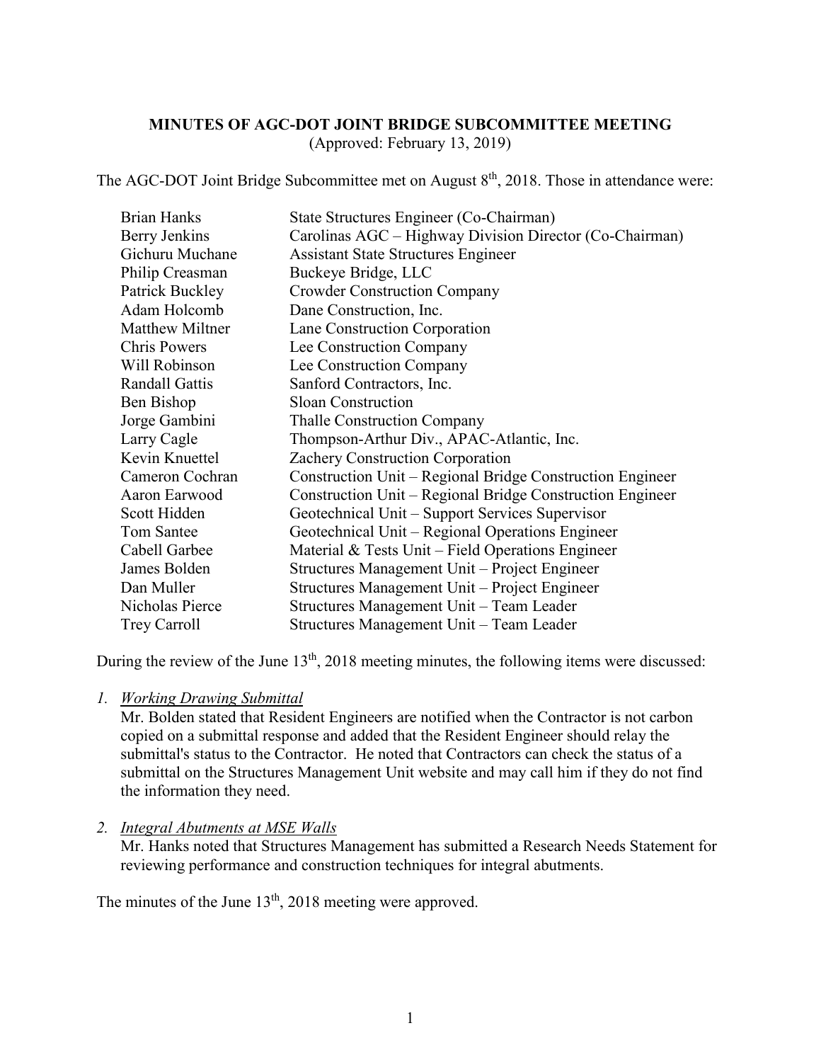**MINUTES OF AGC-DOT JOINT BRIDGE SUBCOMMITTEE MEETING**
(Approved: February 13, 2019)

The AGC-DOT Joint Bridge Subcommittee met on August 8th, 2018. Those in attendance were:

| | |
|---|---|
| Brian Hanks | State Structures Engineer (Co-Chairman) |
| Berry Jenkins | Carolinas AGC – Highway Division Director (Co-Chairman) |
| Gichuru Muchane | Assistant State Structures Engineer |
| Philip Creasman | Buckeye Bridge, LLC |
| Patrick Buckley | Crowder Construction Company |
| Adam Holcomb | Dane Construction, Inc. |
| Matthew Miltner | Lane Construction Corporation |
| Chris Powers | Lee Construction Company |
| Will Robinson | Lee Construction Company |
| Randall Gattis | Sanford Contractors, Inc. |
| Ben Bishop | Sloan Construction |
| Jorge Gambini | Thalle Construction Company |
| Larry Cagle | Thompson-Arthur Div., APAC-Atlantic, Inc. |
| Kevin Knuettel | Zachery Construction Corporation |
| Cameron Cochran | Construction Unit – Regional Bridge Construction Engineer |
| Aaron Earwood | Construction Unit – Regional Bridge Construction Engineer |
| Scott Hidden | Geotechnical Unit – Support Services Supervisor |
| Tom Santee | Geotechnical Unit – Regional Operations Engineer |
| Cabell Garbee | Material & Tests Unit – Field Operations Engineer |
| James Bolden | Structures Management Unit – Project Engineer |
| Dan Muller | Structures Management Unit – Project Engineer |
| Nicholas Pierce | Structures Management Unit – Team Leader |
| Trey Carroll | Structures Management Unit – Team Leader |

During the review of the June 13th, 2018 meeting minutes, the following items were discussed:

1. *Working Drawing Submittal*
   Mr. Bolden stated that Resident Engineers are notified when the Contractor is not carbon copied on a submittal response and added that the Resident Engineer should relay the submittal's status to the Contractor. He noted that Contractors can check the status of a submittal on the Structures Management Unit website and may call him if they do not find the information they need.

2. *Integral Abutments at MSE Walls*
   Mr. Hanks noted that Structures Management has submitted a Research Needs Statement for reviewing performance and construction techniques for integral abutments.

The minutes of the June 13th, 2018 meeting were approved.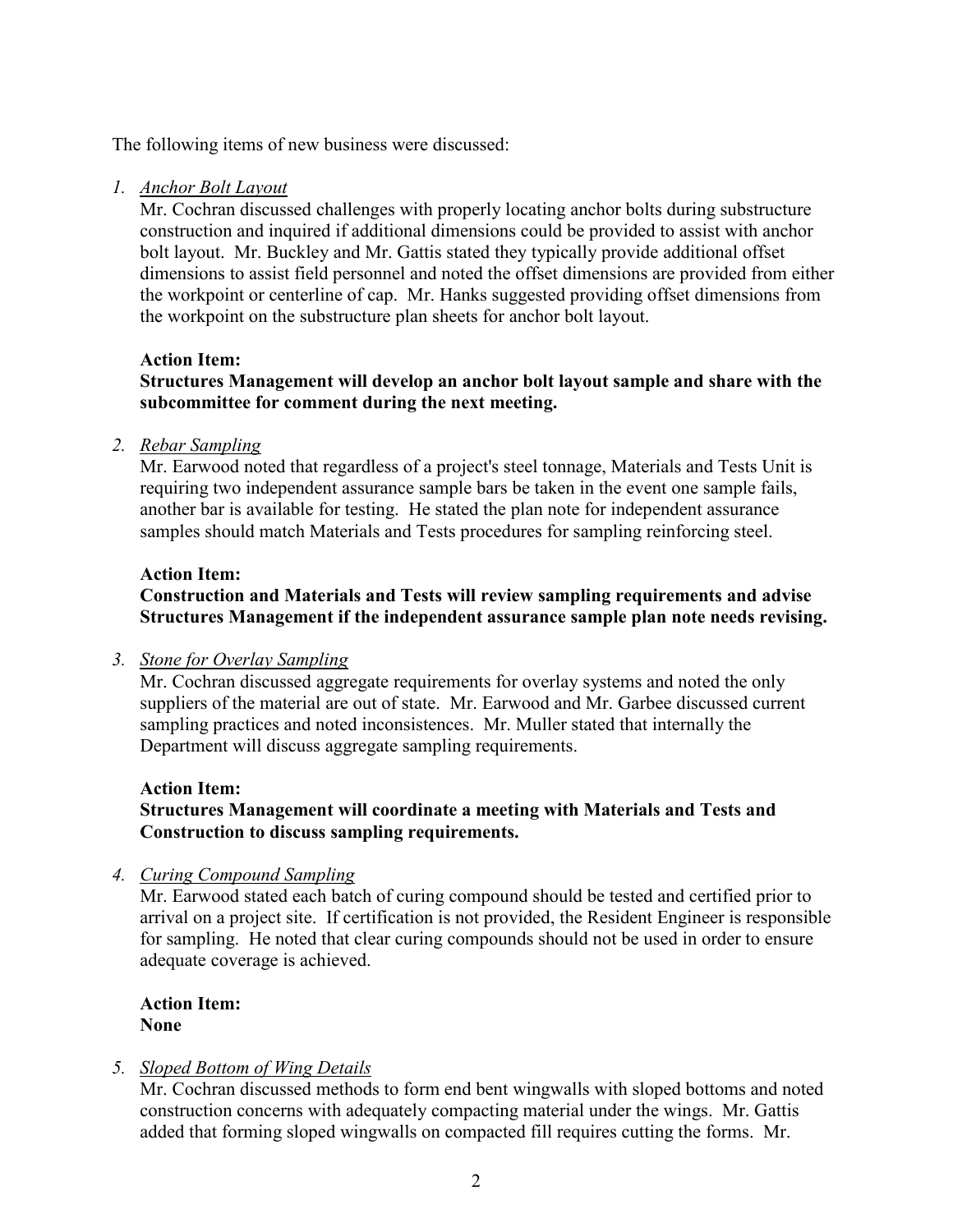The following items of new business were discussed:

1. *Anchor Bolt Layout*

   Mr. Cochran discussed challenges with properly locating anchor bolts during substructure construction and inquired if additional dimensions could be provided to assist with anchor bolt layout. Mr. Buckley and Mr. Gattis stated they typically provide additional offset dimensions to assist field personnel and noted the offset dimensions are provided from either the workpoint or centerline of cap. Mr. Hanks suggested providing offset dimensions from the workpoint on the substructure plan sheets for anchor bolt layout.

   **Action Item:**
   **Structures Management will develop an anchor bolt layout sample and share with the subcommittee for comment during the next meeting.**

2. *Rebar Sampling*

   Mr. Earwood noted that regardless of a project's steel tonnage, Materials and Tests Unit is requiring two independent assurance sample bars be taken in the event one sample fails, another bar is available for testing. He stated the plan note for independent assurance samples should match Materials and Tests procedures for sampling reinforcing steel.

   **Action Item:**
   **Construction and Materials and Tests will review sampling requirements and advise Structures Management if the independent assurance sample plan note needs revising.**

3. *Stone for Overlay Sampling*

   Mr. Cochran discussed aggregate requirements for overlay systems and noted the only suppliers of the material are out of state. Mr. Earwood and Mr. Garbee discussed current sampling practices and noted inconsistences. Mr. Muller stated that internally the Department will discuss aggregate sampling requirements.

   **Action Item:**
   **Structures Management will coordinate a meeting with Materials and Tests and Construction to discuss sampling requirements.**

4. *Curing Compound Sampling*

   Mr. Earwood stated each batch of curing compound should be tested and certified prior to arrival on a project site. If certification is not provided, the Resident Engineer is responsible for sampling. He noted that clear curing compounds should not be used in order to ensure adequate coverage is achieved.

   **Action Item:**
   **None**

5. *Sloped Bottom of Wing Details*

   Mr. Cochran discussed methods to form end bent wingwalls with sloped bottoms and noted construction concerns with adequately compacting material under the wings. Mr. Gattis added that forming sloped wingwalls on compacted fill requires cutting the forms. Mr.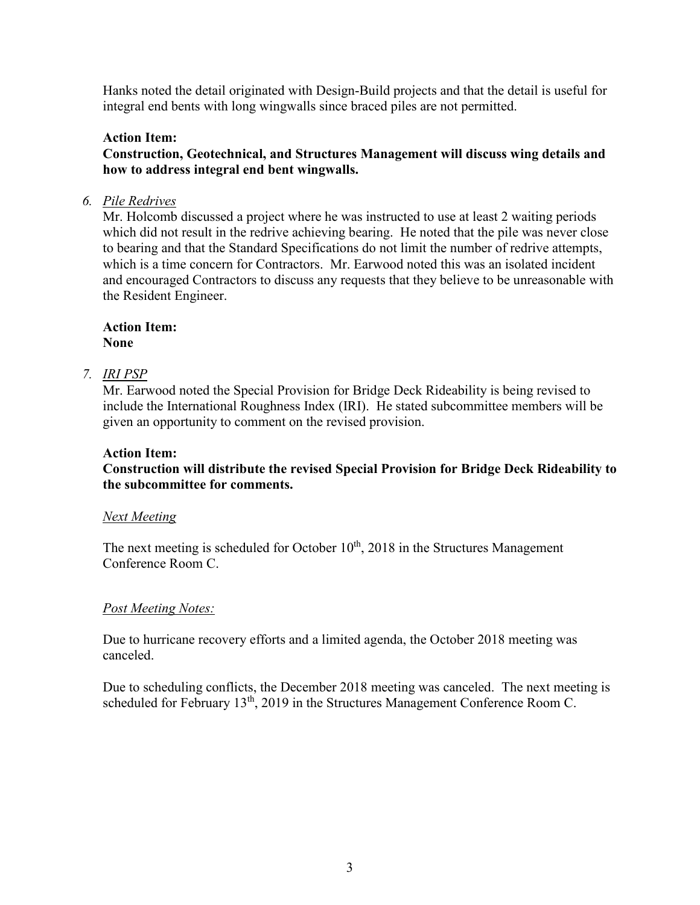Hanks noted the detail originated with Design-Build projects and that the detail is useful for integral end bents with long wingwalls since braced piles are not permitted.

**Action Item:**
**Construction, Geotechnical, and Structures Management will discuss wing details and how to address integral end bent wingwalls.**

6. *Pile Redrives*
Mr. Holcomb discussed a project where he was instructed to use at least 2 waiting periods which did not result in the redrive achieving bearing. He noted that the pile was never close to bearing and that the Standard Specifications do not limit the number of redrive attempts, which is a time concern for Contractors. Mr. Earwood noted this was an isolated incident and encouraged Contractors to discuss any requests that they believe to be unreasonable with the Resident Engineer.

**Action Item:**
**None**

7. *IRI PSP*
Mr. Earwood noted the Special Provision for Bridge Deck Rideability is being revised to include the International Roughness Index (IRI). He stated subcommittee members will be given an opportunity to comment on the revised provision.

**Action Item:**
**Construction will distribute the revised Special Provision for Bridge Deck Rideability to the subcommittee for comments.**

*Next Meeting*

The next meeting is scheduled for October 10th, 2018 in the Structures Management Conference Room C.

*Post Meeting Notes:*

Due to hurricane recovery efforts and a limited agenda, the October 2018 meeting was canceled.

Due to scheduling conflicts, the December 2018 meeting was canceled. The next meeting is scheduled for February 13th, 2019 in the Structures Management Conference Room C.